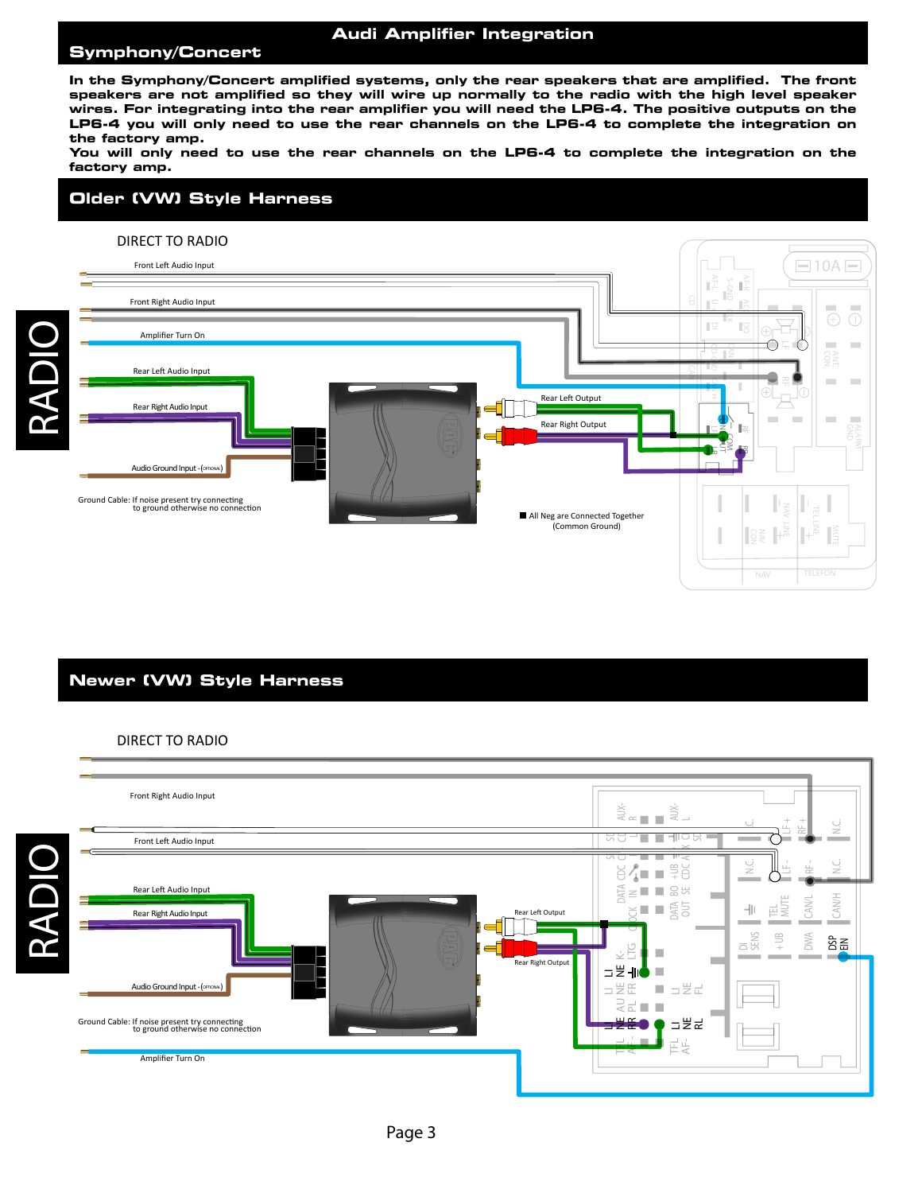# Audi Amplifier Integration

## Symphony/Concert

**In the Symphony/Concert amplified systems, only the rear speakers that are amplified. The front speakers are not amplified so they will wire up normally to the radio with the high level speaker wires. For integrating into the rear amplifier you will need the LP6-4. The positive outputs on the LP6-4 you will only need to use the rear channels on the LP6-4 to complete the integration on the factory amp.**
**You will only need to use the rear channels on the LP6-4 to complete the integration on the factory amp.**

## Older (VW) Style Harness

DIRECT TO RADIO

RADIO

Front Left Audio Input

Front Right Audio Input

Amplifier Turn On

Rear Left Audio Input

Rear Right Audio Input

Audio Ground Input - (OPTIONAL)

Ground Cable: If noise present try connecting to ground otherwise no connection

Rear Left Output

Rear Right Output

■ All Neg are Connected Together (Common Ground)

## Newer (VW) Style Harness

DIRECT TO RADIO

RADIO

Front Right Audio Input

Front Left Audio Input

Rear Left Audio Input

Rear Right Audio Input

Audio Ground Input - (OPTIONAL)

Ground Cable: If noise present try connecting to ground otherwise no connection

Amplifier Turn On

Rear Left Output

Rear Right Output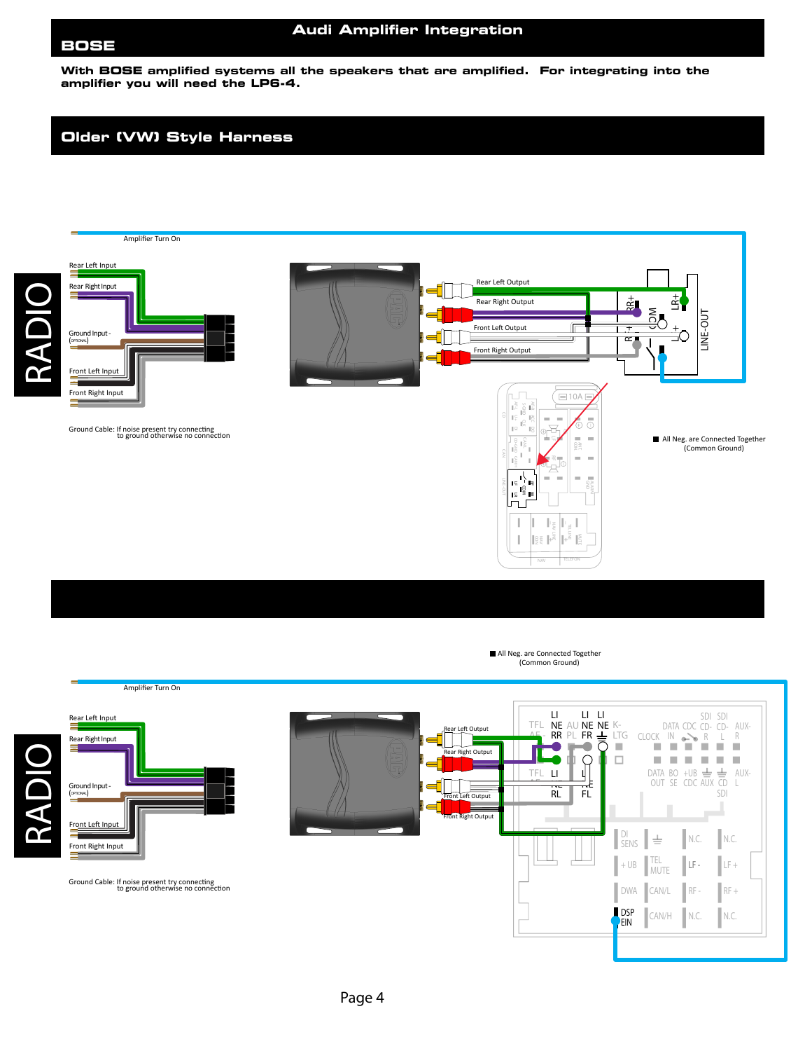# Audi Amplifier Integration

## BOSE

**With BOSE amplified systems all the speakers that are amplified. For integrating into the amplifier you will need the LP6-4.**

## Older (VW) Style Harness

Amplifier Turn On

RADIO

Rear Left Input

Rear Right Input

Ground Input - (OPTIONAL)

Front Left Input

Front Right Input

Rear Left Output

Rear Right Output

Front Left Output

Front Right Output

RR+

COM

LR+

R+

L+

LINE-OUT

10A

Ground Cable: If noise present try connecting to ground otherwise no connection

■ All Neg. are Connected Together (Common Ground)

■ All Neg. are Connected Together (Common Ground)

Amplifier Turn On

RADIO

Rear Left Input

Rear Right Input

Ground Input - (OPTIONAL)

Front Left Input

Front Right Input

Rear Left Output

Rear Right Output

Front Left Output

Front Right Output

LI NE RR

LI NE FR

LI NE

RL

FL

TFL

AU PL

K-LTG

CLOCK

DATA IN

CDC

SDI CD-R

SDI CD-L

AUX-R

DATA OUT

BOSE

+UB CDC

AUX

CD SDI

AUX-L

DI SENS

N.C.

N.C.

+ UB

TEL MUTE

LF -

LF +

DWA

CAN/L

RF -

RF +

DSP EIN

CAN/H

N.C.

N.C.

Ground Cable: If noise present try connecting to ground otherwise no connection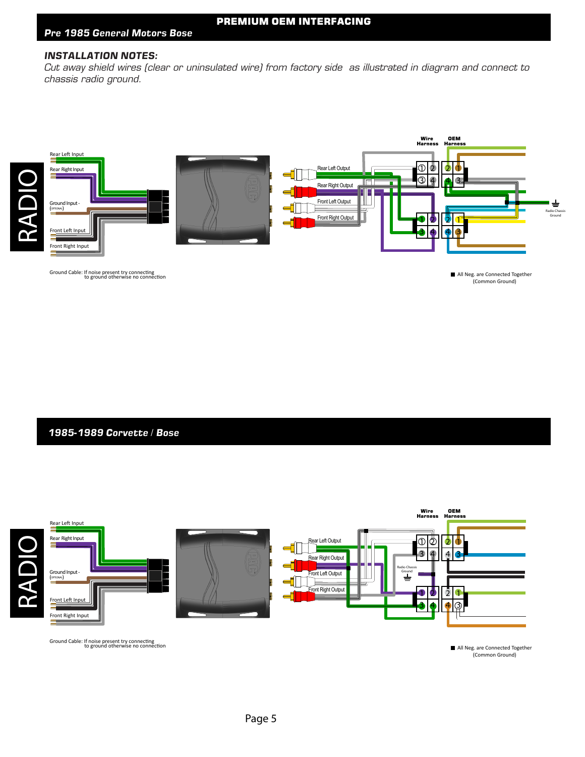# PREMIUM OEM INTERFACING

## *Pre 1985 General Motors Bose*

### *INSTALLATION NOTES:*

*Cut away shield wires (clear or uninsulated wire) from factory side as illustrated in diagram and connect to chassis radio ground.*

RADIO

Rear Left Input

Rear Right Input

Ground Input - (OPTIONAL)

Front Left Input

Front Right Input

Rear Left Output

Rear Right Output

Front Left Output

Front Right Output

Wire Harness

OEM Harness

Radio Chassis Ground

Ground Cable: If noise present try connecting to ground otherwise no connection

All Neg. are Connected Together (Common Ground)

## *1985-1989 Corvette / Bose*

RADIO

Rear Left Input

Rear Right Input

Ground Input - (OPTIONAL)

Front Left Input

Front Right Input

Rear Left Output

Rear Right Output

Front Left Output

Front Right Output

Wire Harness

OEM Harness

Radio Chassis Ground

Ground Cable: If noise present try connecting to ground otherwise no connection

All Neg. are Connected Together (Common Ground)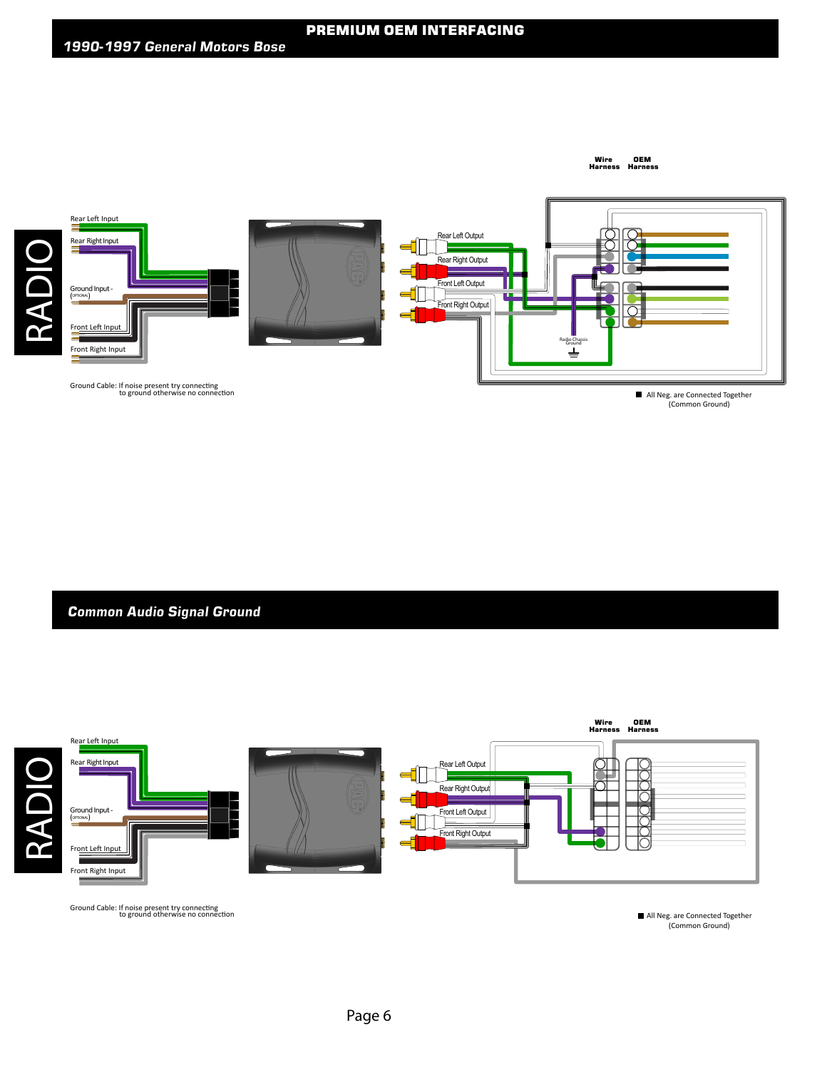# PREMIUM OEM INTERFACING

## *1990-1997 General Motors Bose*

Wire Harness

OEM Harness

RADIO

Rear Left Input

Rear Right Input

Ground Input - (OPTIONAL)

Front Left Input

Front Right Input

Rear Left Output

Rear Right Output

Front Left Output

Front Right Output

Radio Chassis Ground

Ground Cable: If noise present try connecting to ground otherwise no connection

■ All Neg. are Connected Together (Common Ground)

## *Common Audio Signal Ground*

Wire Harness

OEM Harness

RADIO

Rear Left Input

Rear Right Input

Ground Input - (OPTIONAL)

Front Left Input

Front Right Input

Rear Left Output

Rear Right Output

Front Left Output

Front Right Output

Ground Cable: If noise present try connecting to ground otherwise no connection

■ All Neg. are Connected Together (Common Ground)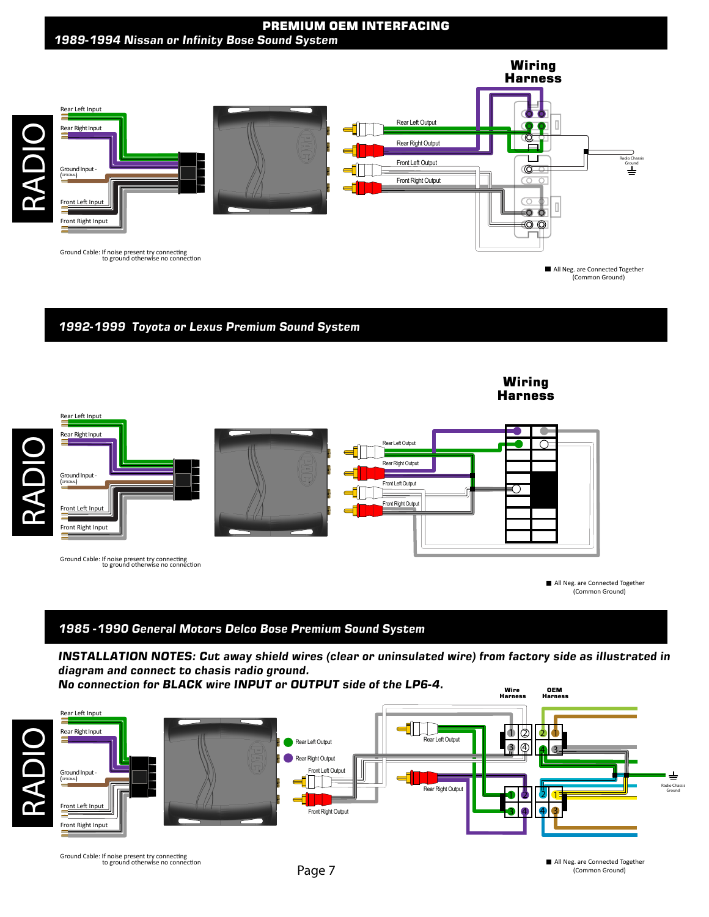# PREMIUM OEM INTERFACING

## *1989-1994 Nissan or Infinity Bose Sound System*

RADIO

Rear Left Input

Rear Right Input

Ground Input - (OPTIONAL)

Front Left Input

Front Right Input

Rear Left Output

Rear Right Output

Front Left Output

Front Right Output

**Wiring Harness**

Radio Chassis Ground

Ground Cable: If noise present try connecting to ground otherwise no connection

■ All Neg. are Connected Together (Common Ground)

## *1992-1999 Toyota or Lexus Premium Sound System*

RADIO

Rear Left Input

Rear Right Input

Ground Input - (OPTIONAL)

Front Left Input

Front Right Input

Rear Left Output

Rear Right Output

Front Left Output

Front Right Output

**Wiring Harness**

Ground Cable: If noise present try connecting to ground otherwise no connection

■ All Neg. are Connected Together (Common Ground)

## *1985 -1990 General Motors Delco Bose Premium Sound System*

***INSTALLATION NOTES: Cut away shield wires (clear or uninsulated wire) from factory side as illustrated in diagram and connect to chasis radio ground.***

***No connection for BLACK wire INPUT or OUTPUT side of the LP6-4.***

RADIO

Rear Left Input

Rear Right Input

Ground Input - (OPTIONAL)

Front Left Input

Front Right Input

Rear Left Output

Rear Right Output

Front Left Output

Front Right Output

**Wire Harness**

**OEM Harness**

Radio Chassis Ground

Ground Cable: If noise present try connecting to ground otherwise no connection

■ All Neg. are Connected Together (Common Ground)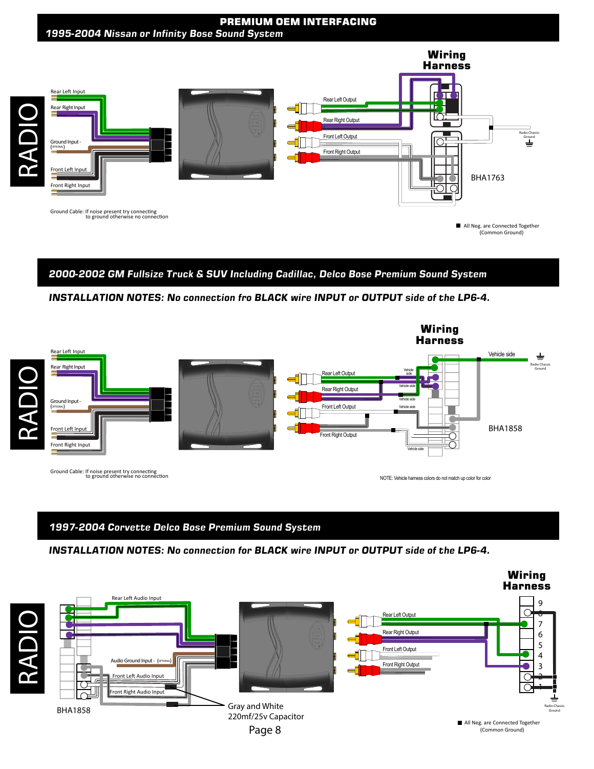# PREMIUM OEM INTERFACING

## *1995-2004 Nissan or Infinity Bose Sound System*

RADIO

Rear Left Input
Rear Right Input
Ground Input - (OPTIONAL)
Front Left Input
Front Right Input

Ground Cable: If noise present try connecting to ground otherwise no connection

Rear Left Output
Rear Right Output
Front Left Output
Front Right Output

Wiring Harness

Radio Chassis Ground

BHA1763

■ All Neg. are Connected Together (Common Ground)

## *2000-2002 GM Fullsize Truck & SUV Including Cadillac, Delco Bose Premium Sound System*

***INSTALLATION NOTES:* No connection fro BLACK wire INPUT or OUTPUT side of the LP6-4.**

RADIO

Rear Left Input
Rear Right Input
Ground Input - (OPTIONAL)
Front Left Input
Front Right Input

Ground Cable: If noise present try connecting to ground otherwise no connection

Wiring Harness

Rear Left Output
Rear Right Output
Front Left Output
Front Right Output

Vehicle side
Vehicle side
Vehicle side
Vehicle side
Vehicle side
Vehicle side

Radio Chassis Ground

BHA1858

NOTE: Vehicle harness colors do not match up color for color

## *1997-2004 Corvette Delco Bose Premium Sound System*

***INSTALLATION NOTES:* No connection for BLACK wire INPUT or OUTPUT side of the LP6-4.**

RADIO

Rear Left Audio Input
Audio Ground Input - (OPTIONAL)
Front Left Audio Input
Front Right Audio Input

BHA1858

Gray and White
220mf/25v Capacitor

Wiring Harness

Rear Left Output
Rear Right Output
Front Left Output
Front Right Output

9
8
7
6
5
4
3
2
1

Radio Chassis Ground

■ All Neg. are Connected Together (Common Ground)